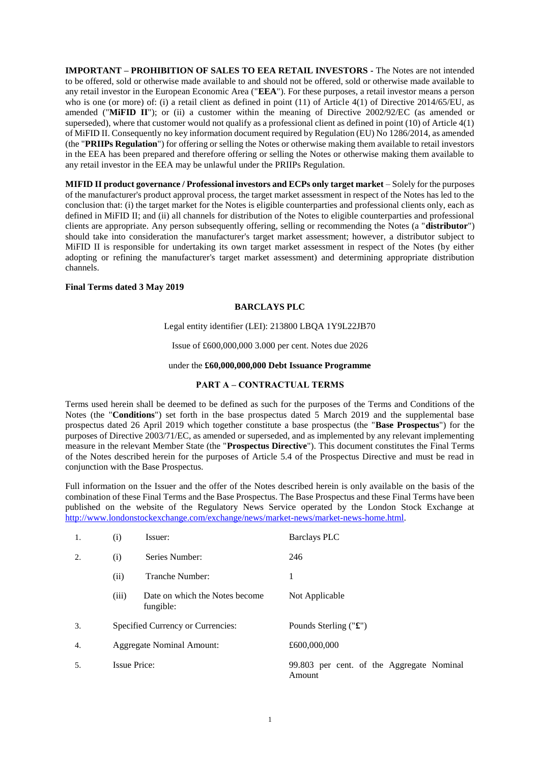**IMPORTANT – PROHIBITION OF SALES TO EEA RETAIL INVESTORS -** The Notes are not intended to be offered, sold or otherwise made available to and should not be offered, sold or otherwise made available to any retail investor in the European Economic Area ("**EEA**"). For these purposes, a retail investor means a person who is one (or more) of: (i) a retail client as defined in point (11) of Article 4(1) of Directive 2014/65/EU, as amended ("**MiFID II**"); or (ii) a customer within the meaning of Directive 2002/92/EC (as amended or superseded), where that customer would not qualify as a professional client as defined in point (10) of Article 4(1) of MiFID II. Consequently no key information document required by Regulation (EU) No 1286/2014, as amended (the "**PRIIPs Regulation**") for offering or selling the Notes or otherwise making them available to retail investors in the EEA has been prepared and therefore offering or selling the Notes or otherwise making them available to any retail investor in the EEA may be unlawful under the PRIIPs Regulation.

**MIFID II product governance / Professional investors and ECPs only target market** – Solely for the purposes of the manufacturer's product approval process, the target market assessment in respect of the Notes has led to the conclusion that: (i) the target market for the Notes is eligible counterparties and professional clients only, each as defined in MiFID II; and (ii) all channels for distribution of the Notes to eligible counterparties and professional clients are appropriate. Any person subsequently offering, selling or recommending the Notes (a "**distributor**") should take into consideration the manufacturer's target market assessment; however, a distributor subject to MiFID II is responsible for undertaking its own target market assessment in respect of the Notes (by either adopting or refining the manufacturer's target market assessment) and determining appropriate distribution channels.

**Final Terms dated 3 May 2019**

**BARCLAYS PLC**

Legal entity identifier (LEI): 213800 LBQA 1Y9L22JB70

Issue of £600,000,000 3.000 per cent. Notes due 2026

under the **£60,000,000,000 Debt Issuance Programme**

**PART A – CONTRACTUAL TERMS**

Terms used herein shall be deemed to be defined as such for the purposes of the Terms and Conditions of the Notes (the "**Conditions**") set forth in the base prospectus dated 5 March 2019 and the supplemental base prospectus dated 26 April 2019 which together constitute a base prospectus (the "**Base Prospectus**") for the purposes of Directive 2003/71/EC, as amended or superseded, and as implemented by any relevant implementing measure in the relevant Member State (the "**Prospectus Directive**"). This document constitutes the Final Terms of the Notes described herein for the purposes of Article 5.4 of the Prospectus Directive and must be read in conjunction with the Base Prospectus.

Full information on the Issuer and the offer of the Notes described herein is only available on the basis of the combination of these Final Terms and the Base Prospectus. The Base Prospectus and these Final Terms have been published on the website of the Regulatory News Service operated by the London Stock Exchange at http://www.londonstockexchange.com/exchange/news/market-news/market-news-home.html.

| | | | |
|---|---|---|---|
| 1. | (i) | Issuer: | Barclays PLC |
| 2. | (i) | Series Number: | 246 |
| | (ii) | Tranche Number: | 1 |
| | (iii) | Date on which the Notes become fungible: | Not Applicable |
| 3. | | Specified Currency or Currencies: | Pounds Sterling ("**£**") |
| 4. | | Aggregate Nominal Amount: | £600,000,000 |
| 5. | | Issue Price: | 99.803 per cent. of the Aggregate Nominal Amount |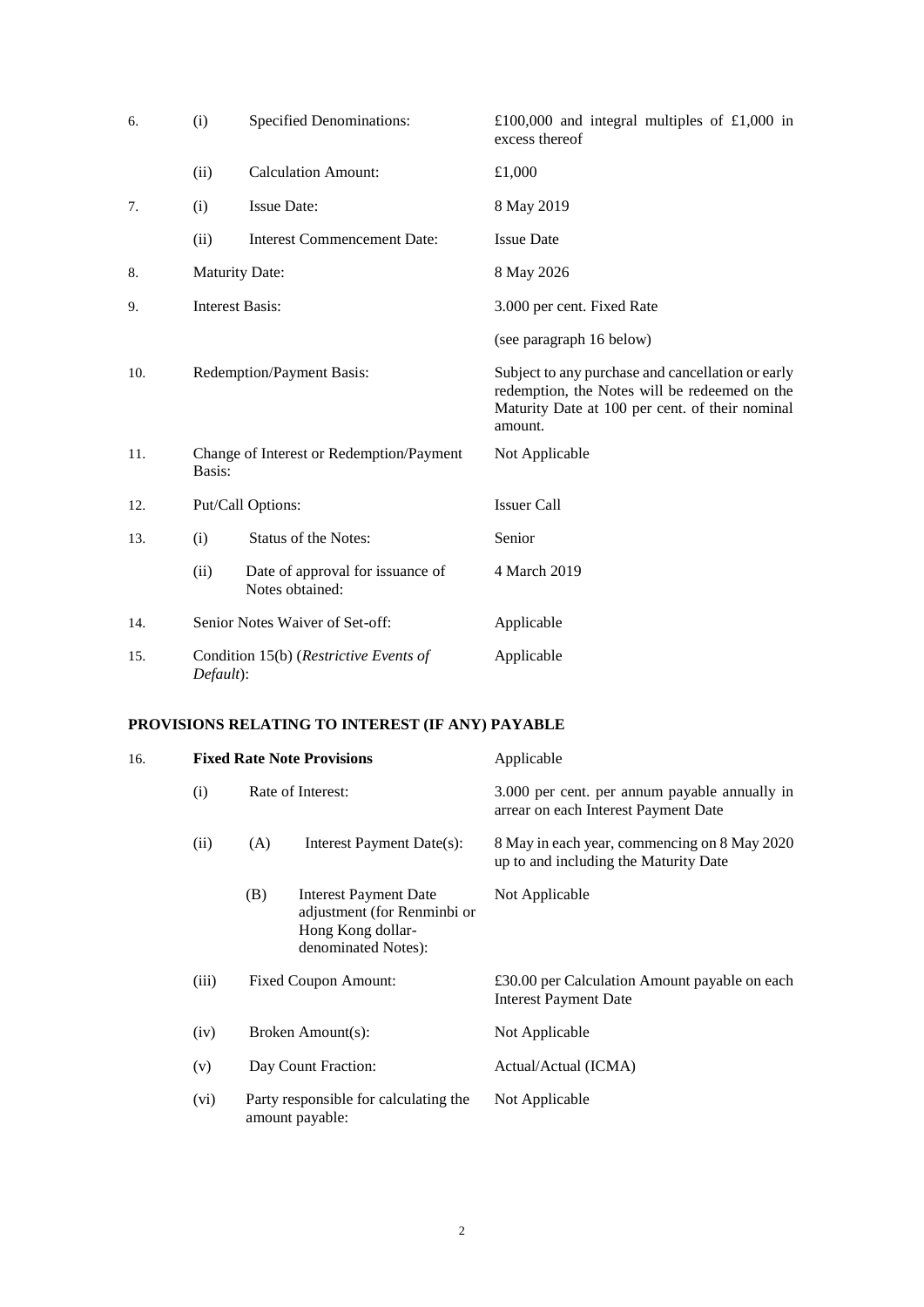| | | | |
|---|---|---|---|
| 6. | (i) | Specified Denominations: | £100,000 and integral multiples of £1,000 in excess thereof |
| | (ii) | Calculation Amount: | £1,000 |
| 7. | (i) | Issue Date: | 8 May 2019 |
| | (ii) | Interest Commencement Date: | Issue Date |
| 8. | Maturity Date: | | 8 May 2026 |
| 9. | Interest Basis: | | 3.000 per cent. Fixed Rate<br><br>(see paragraph 16 below) |
| 10. | Redemption/Payment Basis: | | Subject to any purchase and cancellation or early redemption, the Notes will be redeemed on the Maturity Date at 100 per cent. of their nominal amount. |
| 11. | Change of Interest or Redemption/Payment Basis: | | Not Applicable |
| 12. | Put/Call Options: | | Issuer Call |
| 13. | (i) | Status of the Notes: | Senior |
| | (ii) | Date of approval for issuance of Notes obtained: | 4 March 2019 |
| 14. | Senior Notes Waiver of Set-off: | | Applicable |
| 15. | Condition 15(b) (*Restrictive Events of Default*): | | Applicable |

**PROVISIONS RELATING TO INTEREST (IF ANY) PAYABLE**

| | | | | |
|---|---|---|---|---|
| 16. | **Fixed Rate Note Provisions** | | | Applicable |
| | (i) | Rate of Interest: | | 3.000 per cent. per annum payable annually in arrear on each Interest Payment Date |
| | (ii) | (A) | Interest Payment Date(s): | 8 May in each year, commencing on 8 May 2020 up to and including the Maturity Date |
| | | (B) | Interest Payment Date adjustment (for Renminbi or Hong Kong dollar-denominated Notes): | Not Applicable |
| | (iii) | Fixed Coupon Amount: | | £30.00 per Calculation Amount payable on each Interest Payment Date |
| | (iv) | Broken Amount(s): | | Not Applicable |
| | (v) | Day Count Fraction: | | Actual/Actual (ICMA) |
| | (vi) | Party responsible for calculating the amount payable: | | Not Applicable |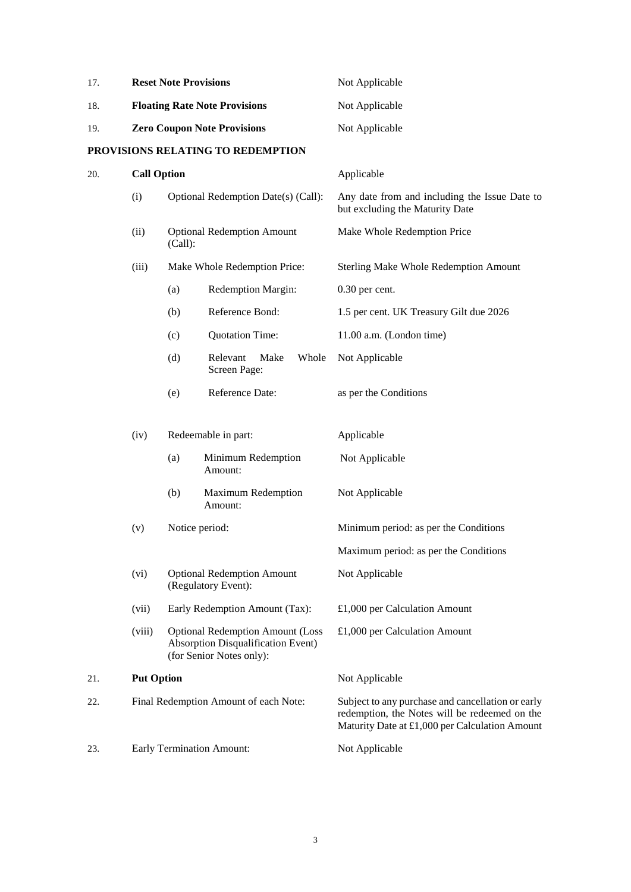| | | | | |
|---|---|---|---|---|
| 17. | **Reset Note Provisions** | | | Not Applicable |
| 18. | **Floating Rate Note Provisions** | | | Not Applicable |
| 19. | **Zero Coupon Note Provisions** | | | Not Applicable |

**PROVISIONS RELATING TO REDEMPTION**

| | | | | |
|---|---|---|---|---|
| 20. | **Call Option** | | | Applicable |
| | (i) | Optional Redemption Date(s) (Call): | | Any date from and including the Issue Date to but excluding the Maturity Date |
| | (ii) | Optional Redemption Amount (Call): | | Make Whole Redemption Price |
| | (iii) | Make Whole Redemption Price: | | Sterling Make Whole Redemption Amount |
| | | (a) | Redemption Margin: | 0.30 per cent. |
| | | (b) | Reference Bond: | 1.5 per cent. UK Treasury Gilt due 2026 |
| | | (c) | Quotation Time: | 11.00 a.m. (London time) |
| | | (d) | Relevant Make Whole Screen Page: | Not Applicable |
| | | (e) | Reference Date: | as per the Conditions |
| | (iv) | Redeemable in part: | | Applicable |
| | | (a) | Minimum Redemption Amount: | Not Applicable |
| | | (b) | Maximum Redemption Amount: | Not Applicable |
| | (v) | Notice period: | | Minimum period: as per the Conditions<br>Maximum period: as per the Conditions |
| | (vi) | Optional Redemption Amount (Regulatory Event): | | Not Applicable |
| | (vii) | Early Redemption Amount (Tax): | | £1,000 per Calculation Amount |
| | (viii) | Optional Redemption Amount (Loss Absorption Disqualification Event) (for Senior Notes only): | | £1,000 per Calculation Amount |
| 21. | **Put Option** | | | Not Applicable |
| 22. | Final Redemption Amount of each Note: | | | Subject to any purchase and cancellation or early redemption, the Notes will be redeemed on the Maturity Date at £1,000 per Calculation Amount |
| 23. | Early Termination Amount: | | | Not Applicable |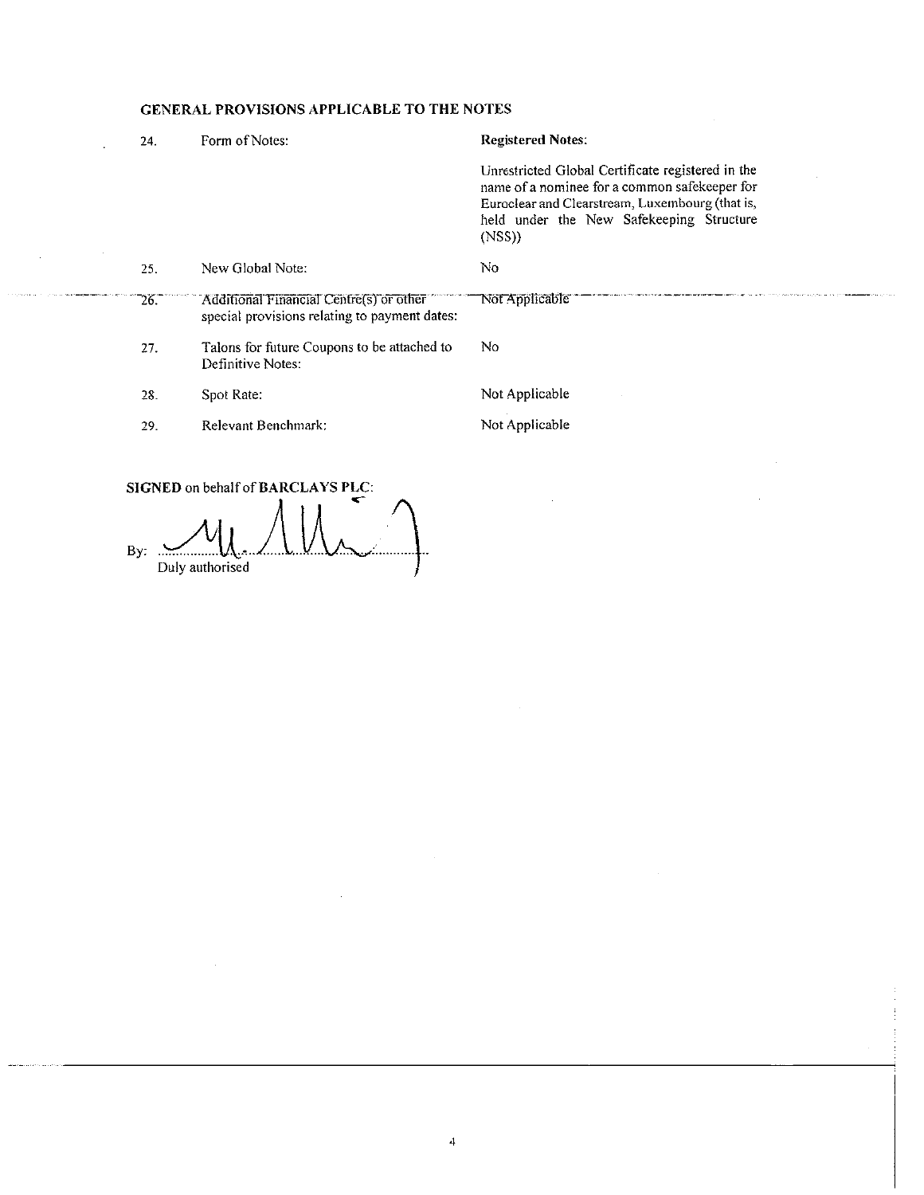## GENERAL PROVISIONS APPLICABLE TO THE NOTES

| | | |
|---|---|---|
| 24. | Form of Notes: | **Registered Notes:**<br><br>Unrestricted Global Certificate registered in the name of a nominee for a common safekeeper for Euroclear and Clearstream, Luxembourg (that is, held under the New Safekeeping Structure (NSS)) |
| 25. | New Global Note: | No |
| 26. | Additional Financial Centre(s) or other special provisions relating to payment dates: | Not Applicable |
| 27. | Talons for future Coupons to be attached to Definitive Notes: | No |
| 28. | Spot Rate: | Not Applicable |
| 29. | Relevant Benchmark: | Not Applicable |

**SIGNED** on behalf of **BARCLAYS PLC**:

By: ..........................................
Duly authorised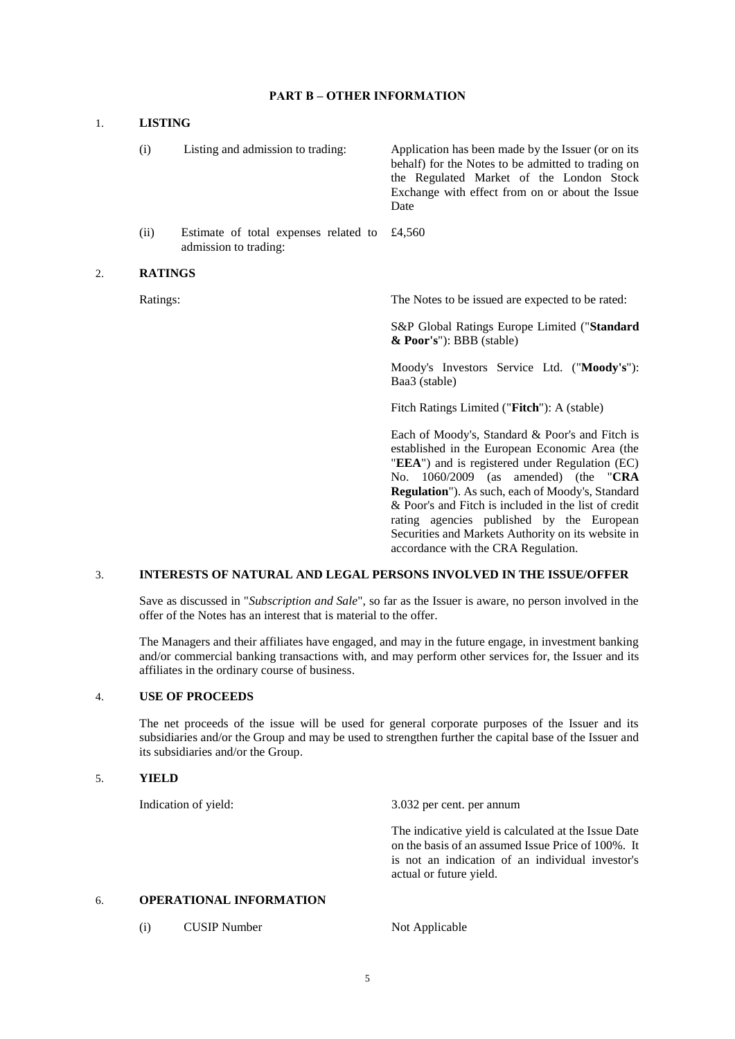## PART B – OTHER INFORMATION

### 1. LISTING

| | | |
|---|---|---|
| (i) | Listing and admission to trading: | Application has been made by the Issuer (or on its behalf) for the Notes to be admitted to trading on the Regulated Market of the London Stock Exchange with effect from on or about the Issue Date |
| (ii) | Estimate of total expenses related to admission to trading: | £4,560 |

### 2. RATINGS

Ratings: The Notes to be issued are expected to be rated:

S&P Global Ratings Europe Limited ("**Standard & Poor's**"): BBB (stable)

Moody's Investors Service Ltd. ("**Moody's**"): Baa3 (stable)

Fitch Ratings Limited ("**Fitch**"): A (stable)

Each of Moody's, Standard & Poor's and Fitch is established in the European Economic Area (the "**EEA**") and is registered under Regulation (EC) No. 1060/2009 (as amended) (the "**CRA Regulation**"). As such, each of Moody's, Standard & Poor's and Fitch is included in the list of credit rating agencies published by the European Securities and Markets Authority on its website in accordance with the CRA Regulation.

### 3. INTERESTS OF NATURAL AND LEGAL PERSONS INVOLVED IN THE ISSUE/OFFER

Save as discussed in "*Subscription and Sale*", so far as the Issuer is aware, no person involved in the offer of the Notes has an interest that is material to the offer.

The Managers and their affiliates have engaged, and may in the future engage, in investment banking and/or commercial banking transactions with, and may perform other services for, the Issuer and its affiliates in the ordinary course of business.

### 4. USE OF PROCEEDS

The net proceeds of the issue will be used for general corporate purposes of the Issuer and its subsidiaries and/or the Group and may be used to strengthen further the capital base of the Issuer and its subsidiaries and/or the Group.

### 5. YIELD

Indication of yield: 3.032 per cent. per annum

The indicative yield is calculated at the Issue Date on the basis of an assumed Issue Price of 100%. It is not an indication of an individual investor's actual or future yield.

### 6. OPERATIONAL INFORMATION

| | | |
|---|---|---|
| (i) | CUSIP Number | Not Applicable |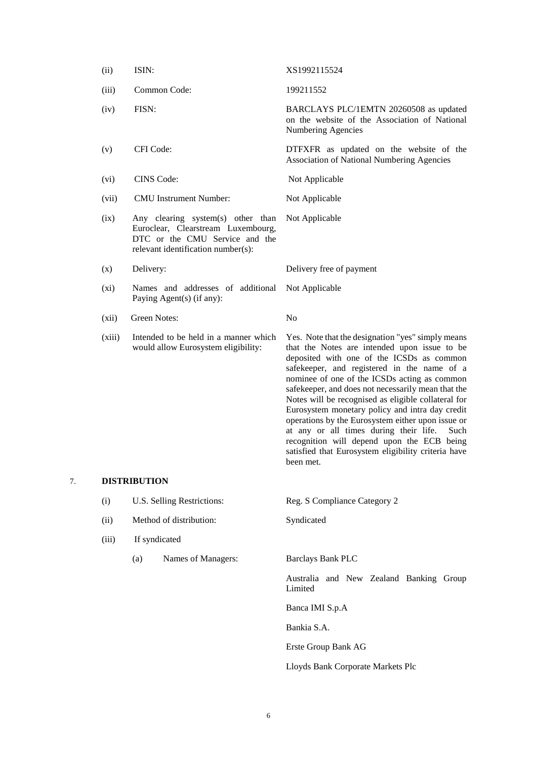| | | |
|---|---|---|
| (ii) | ISIN: | XS1992115524 |
| (iii) | Common Code: | 199211552 |
| (iv) | FISN: | BARCLAYS PLC/1EMTN 20260508 as updated on the website of the Association of National Numbering Agencies |
| (v) | CFI Code: | DTFXFR as updated on the website of the Association of National Numbering Agencies |
| (vi) | CINS Code: | Not Applicable |
| (vii) | CMU Instrument Number: | Not Applicable |
| (ix) | Any clearing system(s) other than Euroclear, Clearstream Luxembourg, DTC or the CMU Service and the relevant identification number(s): | Not Applicable |
| (x) | Delivery: | Delivery free of payment |
| (xi) | Names and addresses of additional Paying Agent(s) (if any): | Not Applicable |
| (xii) | Green Notes: | No |
| (xiii) | Intended to be held in a manner which would allow Eurosystem eligibility: | Yes. Note that the designation "yes" simply means that the Notes are intended upon issue to be deposited with one of the ICSDs as common safekeeper, and registered in the name of a nominee of one of the ICSDs acting as common safekeeper, and does not necessarily mean that the Notes will be recognised as eligible collateral for Eurosystem monetary policy and intra day credit operations by the Eurosystem either upon issue or at any or all times during their life. Such recognition will depend upon the ECB being satisfied that Eurosystem eligibility criteria have been met. |

## 7. DISTRIBUTION

| | | |
|---|---|---|
| (i) | U.S. Selling Restrictions: | Reg. S Compliance Category 2 |
| (ii) | Method of distribution: | Syndicated |
| (iii) | If syndicated | |
| | (a) Names of Managers: | Barclays Bank PLC |
| | | Australia and New Zealand Banking Group Limited |
| | | Banca IMI S.p.A |
| | | Bankia S.A. |
| | | Erste Group Bank AG |
| | | Lloyds Bank Corporate Markets Plc |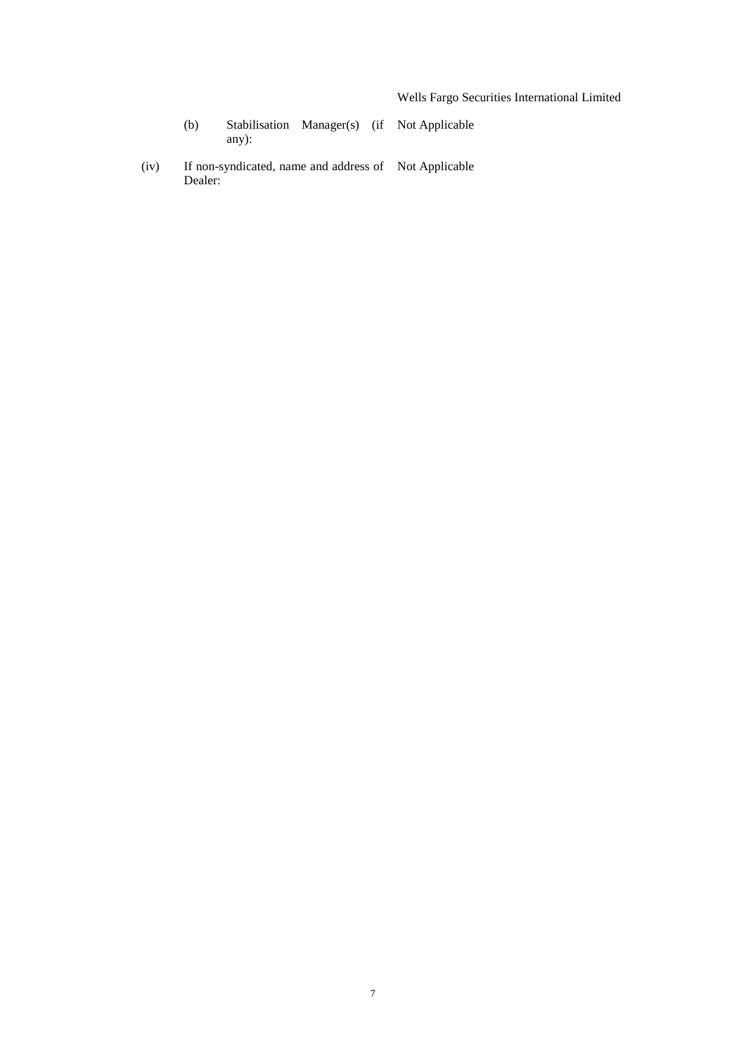Wells Fargo Securities International Limited

| | | |
|---|---|---|
| | (b) Stabilisation Manager(s) (if any): | Not Applicable |
| (iv) | If non-syndicated, name and address of Dealer: | Not Applicable |